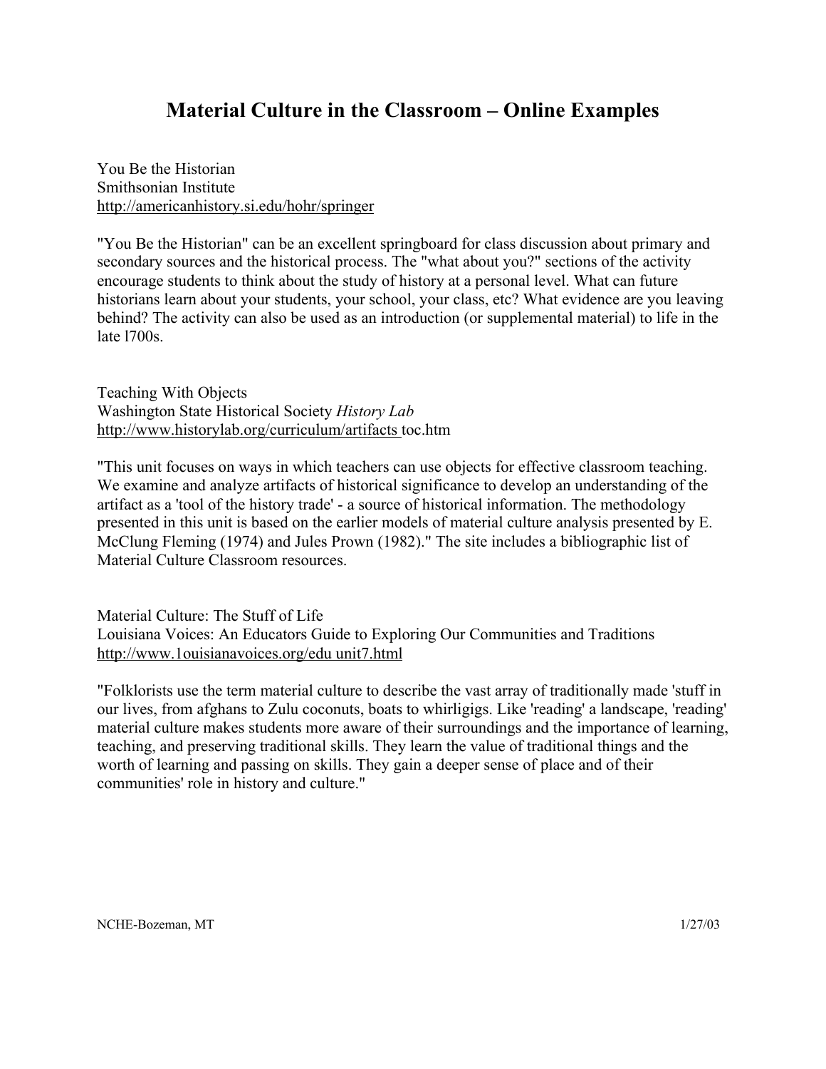# Material Culture in the Classroom – Online Examples

You Be the Historian
Smithsonian Institute
http://americanhistory.si.edu/hohr/springer

"You Be the Historian" can be an excellent springboard for class discussion about primary and secondary sources and the historical process. The "what about you?" sections of the activity encourage students to think about the study of history at a personal level. What can future historians learn about your students, your school, your class, etc? What evidence are you leaving behind? The activity can also be used as an introduction (or supplemental material) to life in the late l700s.

Teaching With Objects
Washington State Historical Society *History Lab*
http://www.historylab.org/curriculum/artifacts toc.htm

"This unit focuses on ways in which teachers can use objects for effective classroom teaching. We examine and analyze artifacts of historical significance to develop an understanding of the artifact as a 'tool of the history trade' - a source of historical information. The methodology presented in this unit is based on the earlier models of material culture analysis presented by E. McClung Fleming (1974) and Jules Prown (1982)." The site includes a bibliographic list of Material Culture Classroom resources.

Material Culture: The Stuff of Life
Louisiana Voices: An Educators Guide to Exploring Our Communities and Traditions
http://www.1ouisianavoices.org/edu unit7.html

"Folklorists use the term material culture to describe the vast array of traditionally made 'stuff in our lives, from afghans to Zulu coconuts, boats to whirligigs. Like 'reading' a landscape, 'reading' material culture makes students more aware of their surroundings and the importance of learning, teaching, and preserving traditional skills. They learn the value of traditional things and the worth of learning and passing on skills. They gain a deeper sense of place and of their communities' role in history and culture."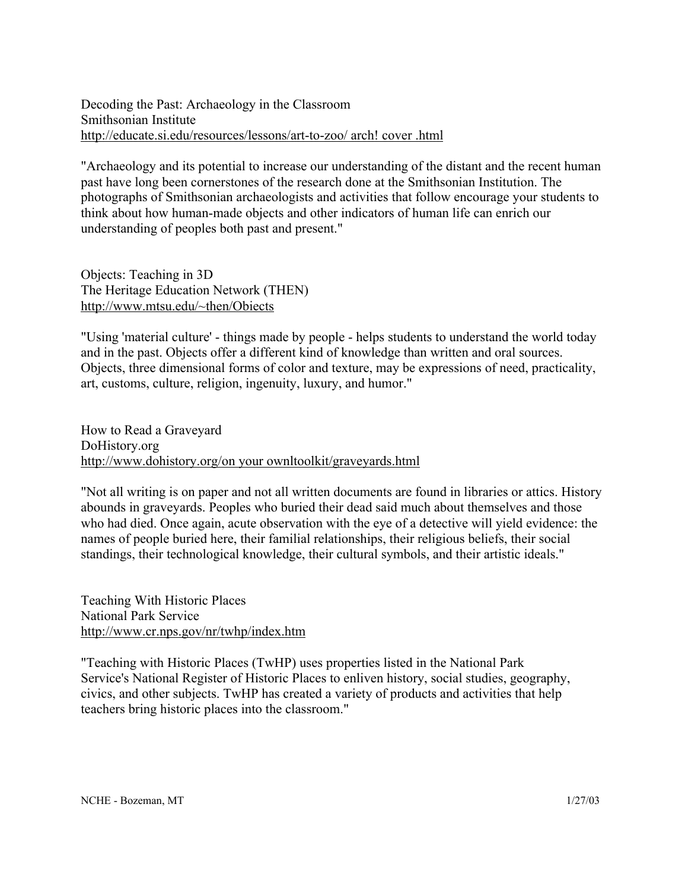Decoding the Past: Archaeology in the Classroom
Smithsonian Institute
http://educate.si.edu/resources/lessons/art-to-zoo/ arch! cover .html

"Archaeology and its potential to increase our understanding of the distant and the recent human past have long been cornerstones of the research done at the Smithsonian Institution. The photographs of Smithsonian archaeologists and activities that follow encourage your students to think about how human-made objects and other indicators of human life can enrich our understanding of peoples both past and present."

Objects: Teaching in 3D
The Heritage Education Network (THEN)
http://www.mtsu.edu/~then/Obiects

"Using 'material culture' - things made by people - helps students to understand the world today and in the past. Objects offer a different kind of knowledge than written and oral sources. Objects, three dimensional forms of color and texture, may be expressions of need, practicality, art, customs, culture, religion, ingenuity, luxury, and humor."

How to Read a Graveyard
DoHistory.org
http://www.dohistory.org/on your ownltoolkit/graveyards.html

"Not all writing is on paper and not all written documents are found in libraries or attics. History abounds in graveyards. Peoples who buried their dead said much about themselves and those who had died. Once again, acute observation with the eye of a detective will yield evidence: the names of people buried here, their familial relationships, their religious beliefs, their social standings, their technological knowledge, their cultural symbols, and their artistic ideals."

Teaching With Historic Places
National Park Service
http://www.cr.nps.gov/nr/twhp/index.htm

"Teaching with Historic Places (TwHP) uses properties listed in the National Park Service's National Register of Historic Places to enliven history, social studies, geography, civics, and other subjects. TwHP has created a variety of products and activities that help teachers bring historic places into the classroom."